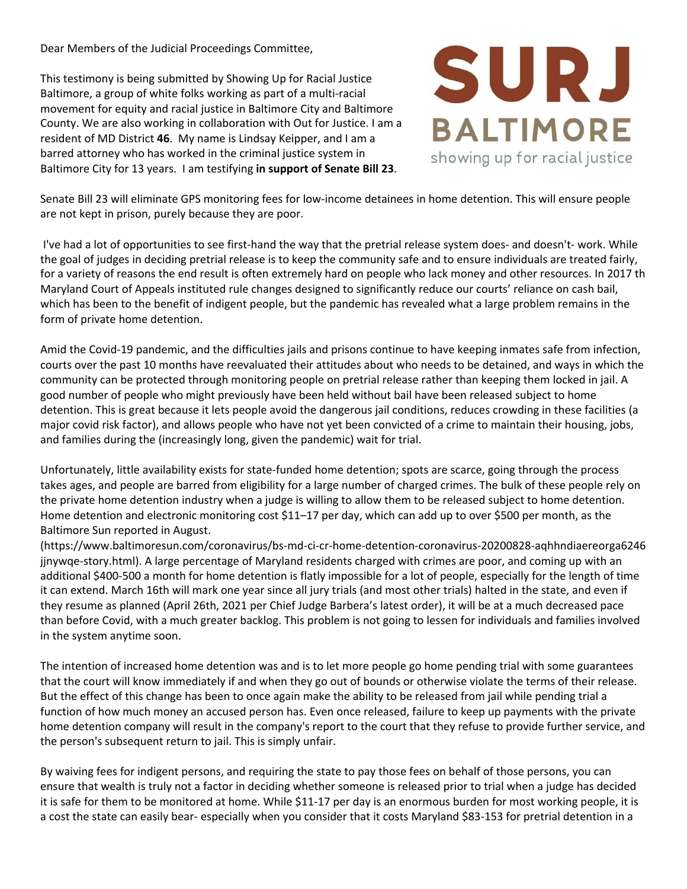Dear Members of the Judicial Proceedings Committee,

This testimony is being submitted by Showing Up for Racial Justice Baltimore, a group of white folks working as part of a multi-racial movement for equity and racial justice in Baltimore City and Baltimore County. We are also working in collaboration with Out for Justice. I am a resident of MD District **46**. My name is Lindsay Keipper, and I am a barred attorney who has worked in the criminal justice system in Baltimore City for 13 years. I am testifying **in support of Senate Bill 23**.

SURJ BALTIMORE showing up for racial justice

Senate Bill 23 will eliminate GPS monitoring fees for low-income detainees in home detention. This will ensure people are not kept in prison, purely because they are poor.

I've had a lot of opportunities to see first-hand the way that the pretrial release system does- and doesn't- work. While the goal of judges in deciding pretrial release is to keep the community safe and to ensure individuals are treated fairly, for a variety of reasons the end result is often extremely hard on people who lack money and other resources. In 2017 th Maryland Court of Appeals instituted rule changes designed to significantly reduce our courts' reliance on cash bail, which has been to the benefit of indigent people, but the pandemic has revealed what a large problem remains in the form of private home detention.

Amid the Covid-19 pandemic, and the difficulties jails and prisons continue to have keeping inmates safe from infection, courts over the past 10 months have reevaluated their attitudes about who needs to be detained, and ways in which the community can be protected through monitoring people on pretrial release rather than keeping them locked in jail. A good number of people who might previously have been held without bail have been released subject to home detention. This is great because it lets people avoid the dangerous jail conditions, reduces crowding in these facilities (a major covid risk factor), and allows people who have not yet been convicted of a crime to maintain their housing, jobs, and families during the (increasingly long, given the pandemic) wait for trial.

Unfortunately, little availability exists for state-funded home detention; spots are scarce, going through the process takes ages, and people are barred from eligibility for a large number of charged crimes. The bulk of these people rely on the private home detention industry when a judge is willing to allow them to be released subject to home detention. Home detention and electronic monitoring cost $11–17 per day, which can add up to over $500 per month, as the Baltimore Sun reported in August. (https://www.baltimoresun.com/coronavirus/bs-md-ci-cr-home-detention-coronavirus-20200828-aqhhndiaereorga6246jjnywqe-story.html). A large percentage of Maryland residents charged with crimes are poor, and coming up with an additional $400-500 a month for home detention is flatly impossible for a lot of people, especially for the length of time it can extend. March 16th will mark one year since all jury trials (and most other trials) halted in the state, and even if they resume as planned (April 26th, 2021 per Chief Judge Barbera's latest order), it will be at a much decreased pace than before Covid, with a much greater backlog. This problem is not going to lessen for individuals and families involved in the system anytime soon.

The intention of increased home detention was and is to let more people go home pending trial with some guarantees that the court will know immediately if and when they go out of bounds or otherwise violate the terms of their release. But the effect of this change has been to once again make the ability to be released from jail while pending trial a function of how much money an accused person has. Even once released, failure to keep up payments with the private home detention company will result in the company's report to the court that they refuse to provide further service, and the person's subsequent return to jail. This is simply unfair.

By waiving fees for indigent persons, and requiring the state to pay those fees on behalf of those persons, you can ensure that wealth is truly not a factor in deciding whether someone is released prior to trial when a judge has decided it is safe for them to be monitored at home. While $11-17 per day is an enormous burden for most working people, it is a cost the state can easily bear- especially when you consider that it costs Maryland $83-153 for pretrial detention in a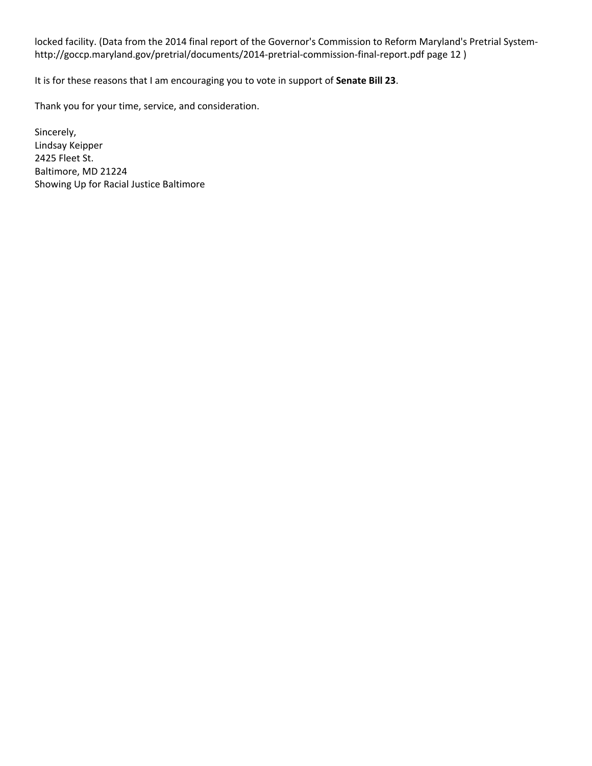locked facility. (Data from the 2014 final report of the Governor's Commission to Reform Maryland's Pretrial System- http://goccp.maryland.gov/pretrial/documents/2014-pretrial-commission-final-report.pdf page 12 )

It is for these reasons that I am encouraging you to vote in support of **Senate Bill 23**.

Thank you for your time, service, and consideration.

Sincerely,
Lindsay Keipper
2425 Fleet St.
Baltimore, MD 21224
Showing Up for Racial Justice Baltimore